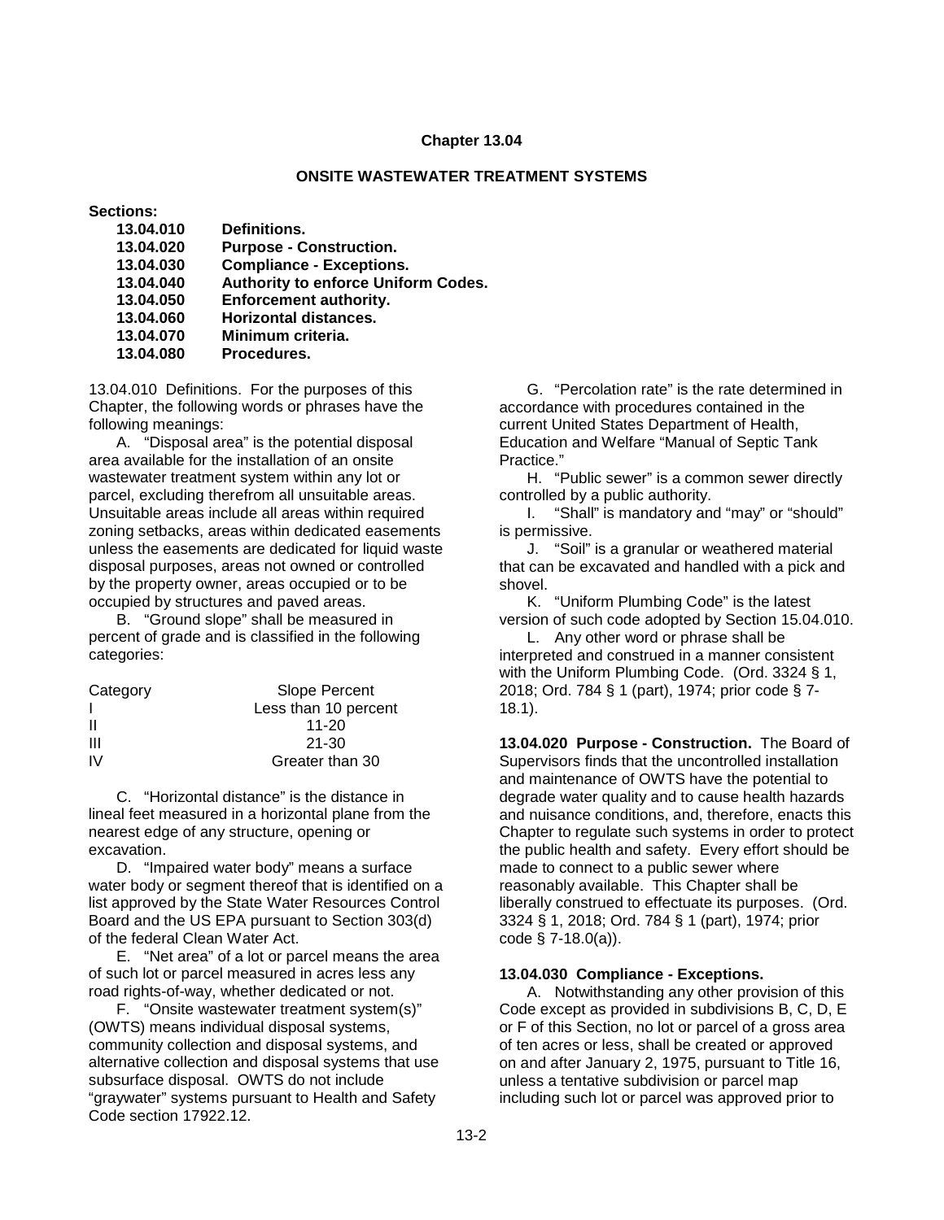# Chapter 13.04

## ONSITE WASTEWATER TREATMENT SYSTEMS

**Sections:**

| | |
|---|---|
| **13.04.010** | **Definitions.** |
| **13.04.020** | **Purpose - Construction.** |
| **13.04.030** | **Compliance - Exceptions.** |
| **13.04.040** | **Authority to enforce Uniform Codes.** |
| **13.04.050** | **Enforcement authority.** |
| **13.04.060** | **Horizontal distances.** |
| **13.04.070** | **Minimum criteria.** |
| **13.04.080** | **Procedures.** |

13.04.010 Definitions. For the purposes of this Chapter, the following words or phrases have the following meanings:

A. "Disposal area" is the potential disposal area available for the installation of an onsite wastewater treatment system within any lot or parcel, excluding therefrom all unsuitable areas. Unsuitable areas include all areas within required zoning setbacks, areas within dedicated easements unless the easements are dedicated for liquid waste disposal purposes, areas not owned or controlled by the property owner, areas occupied or to be occupied by structures and paved areas.

B. "Ground slope" shall be measured in percent of grade and is classified in the following categories:

| Category | Slope Percent |
|---|---|
| I | Less than 10 percent |
| II | 11-20 |
| III | 21-30 |
| IV | Greater than 30 |

C. "Horizontal distance" is the distance in lineal feet measured in a horizontal plane from the nearest edge of any structure, opening or excavation.

D. "Impaired water body" means a surface water body or segment thereof that is identified on a list approved by the State Water Resources Control Board and the US EPA pursuant to Section 303(d) of the federal Clean Water Act.

E. "Net area" of a lot or parcel means the area of such lot or parcel measured in acres less any road rights-of-way, whether dedicated or not.

F. "Onsite wastewater treatment system(s)" (OWTS) means individual disposal systems, community collection and disposal systems, and alternative collection and disposal systems that use subsurface disposal. OWTS do not include "graywater" systems pursuant to Health and Safety Code section 17922.12.

G. "Percolation rate" is the rate determined in accordance with procedures contained in the current United States Department of Health, Education and Welfare "Manual of Septic Tank Practice."

H. "Public sewer" is a common sewer directly controlled by a public authority.

I. "Shall" is mandatory and "may" or "should" is permissive.

J. "Soil" is a granular or weathered material that can be excavated and handled with a pick and shovel.

K. "Uniform Plumbing Code" is the latest version of such code adopted by Section 15.04.010.

L. Any other word or phrase shall be interpreted and construed in a manner consistent with the Uniform Plumbing Code. (Ord. 3324 § 1, 2018; Ord. 784 § 1 (part), 1974; prior code § 7-18.1).

**13.04.020 Purpose - Construction.** The Board of Supervisors finds that the uncontrolled installation and maintenance of OWTS have the potential to degrade water quality and to cause health hazards and nuisance conditions, and, therefore, enacts this Chapter to regulate such systems in order to protect the public health and safety. Every effort should be made to connect to a public sewer where reasonably available. This Chapter shall be liberally construed to effectuate its purposes. (Ord. 3324 § 1, 2018; Ord. 784 § 1 (part), 1974; prior code § 7-18.0(a)).

**13.04.030 Compliance - Exceptions.**

A. Notwithstanding any other provision of this Code except as provided in subdivisions B, C, D, E or F of this Section, no lot or parcel of a gross area of ten acres or less, shall be created or approved on and after January 2, 1975, pursuant to Title 16, unless a tentative subdivision or parcel map including such lot or parcel was approved prior to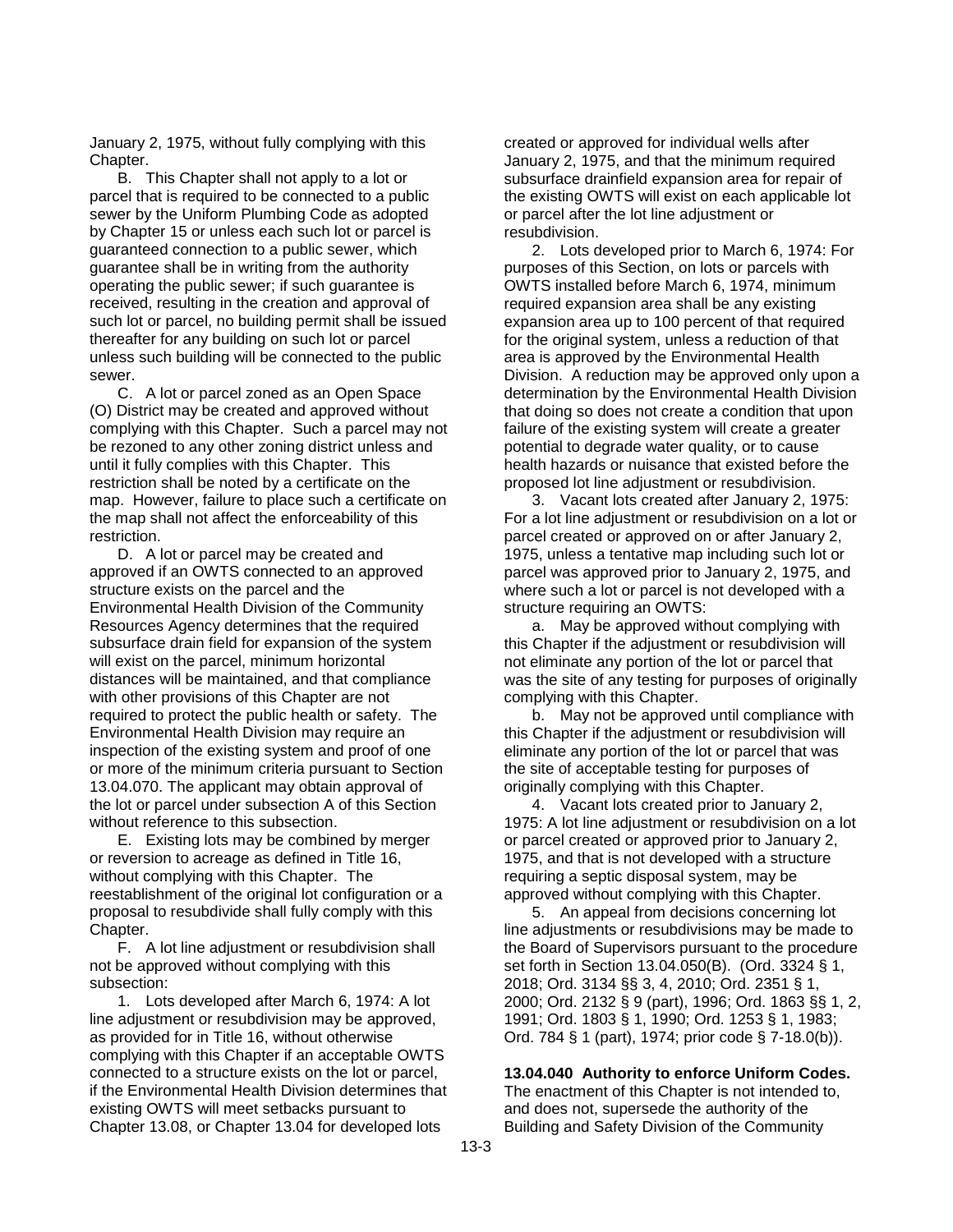January 2, 1975, without fully complying with this Chapter.

B. This Chapter shall not apply to a lot or parcel that is required to be connected to a public sewer by the Uniform Plumbing Code as adopted by Chapter 15 or unless each such lot or parcel is guaranteed connection to a public sewer, which guarantee shall be in writing from the authority operating the public sewer; if such guarantee is received, resulting in the creation and approval of such lot or parcel, no building permit shall be issued thereafter for any building on such lot or parcel unless such building will be connected to the public sewer.

C. A lot or parcel zoned as an Open Space (O) District may be created and approved without complying with this Chapter. Such a parcel may not be rezoned to any other zoning district unless and until it fully complies with this Chapter. This restriction shall be noted by a certificate on the map. However, failure to place such a certificate on the map shall not affect the enforceability of this restriction.

D. A lot or parcel may be created and approved if an OWTS connected to an approved structure exists on the parcel and the Environmental Health Division of the Community Resources Agency determines that the required subsurface drain field for expansion of the system will exist on the parcel, minimum horizontal distances will be maintained, and that compliance with other provisions of this Chapter are not required to protect the public health or safety. The Environmental Health Division may require an inspection of the existing system and proof of one or more of the minimum criteria pursuant to Section 13.04.070. The applicant may obtain approval of the lot or parcel under subsection A of this Section without reference to this subsection.

E. Existing lots may be combined by merger or reversion to acreage as defined in Title 16, without complying with this Chapter. The reestablishment of the original lot configuration or a proposal to resubdivide shall fully comply with this Chapter.

F. A lot line adjustment or resubdivision shall not be approved without complying with this subsection:

1. Lots developed after March 6, 1974: A lot line adjustment or resubdivision may be approved, as provided for in Title 16, without otherwise complying with this Chapter if an acceptable OWTS connected to a structure exists on the lot or parcel, if the Environmental Health Division determines that existing OWTS will meet setbacks pursuant to Chapter 13.08, or Chapter 13.04 for developed lots created or approved for individual wells after January 2, 1975, and that the minimum required subsurface drainfield expansion area for repair of the existing OWTS will exist on each applicable lot or parcel after the lot line adjustment or resubdivision.

2. Lots developed prior to March 6, 1974: For purposes of this Section, on lots or parcels with OWTS installed before March 6, 1974, minimum required expansion area shall be any existing expansion area up to 100 percent of that required for the original system, unless a reduction of that area is approved by the Environmental Health Division. A reduction may be approved only upon a determination by the Environmental Health Division that doing so does not create a condition that upon failure of the existing system will create a greater potential to degrade water quality, or to cause health hazards or nuisance that existed before the proposed lot line adjustment or resubdivision.

3. Vacant lots created after January 2, 1975: For a lot line adjustment or resubdivision on a lot or parcel created or approved on or after January 2, 1975, unless a tentative map including such lot or parcel was approved prior to January 2, 1975, and where such a lot or parcel is not developed with a structure requiring an OWTS:

a. May be approved without complying with this Chapter if the adjustment or resubdivision will not eliminate any portion of the lot or parcel that was the site of any testing for purposes of originally complying with this Chapter.

b. May not be approved until compliance with this Chapter if the adjustment or resubdivision will eliminate any portion of the lot or parcel that was the site of acceptable testing for purposes of originally complying with this Chapter.

4. Vacant lots created prior to January 2, 1975: A lot line adjustment or resubdivision on a lot or parcel created or approved prior to January 2, 1975, and that is not developed with a structure requiring a septic disposal system, may be approved without complying with this Chapter.

5. An appeal from decisions concerning lot line adjustments or resubdivisions may be made to the Board of Supervisors pursuant to the procedure set forth in Section 13.04.050(B). (Ord. 3244 § 1, 2018; Ord. 3134 §§ 3, 4, 2010; Ord. 2351 § 1, 2000; Ord. 2132 § 9 (part), 1996; Ord. 1863 §§ 1, 2, 1991; Ord. 1803 § 1, 1990; Ord. 1253 § 1, 1983; Ord. 784 § 1 (part), 1974; prior code § 7-18.0(b)).

**13.04.040 Authority to enforce Uniform Codes.** The enactment of this Chapter is not intended to, and does not, supersede the authority of the Building and Safety Division of the Community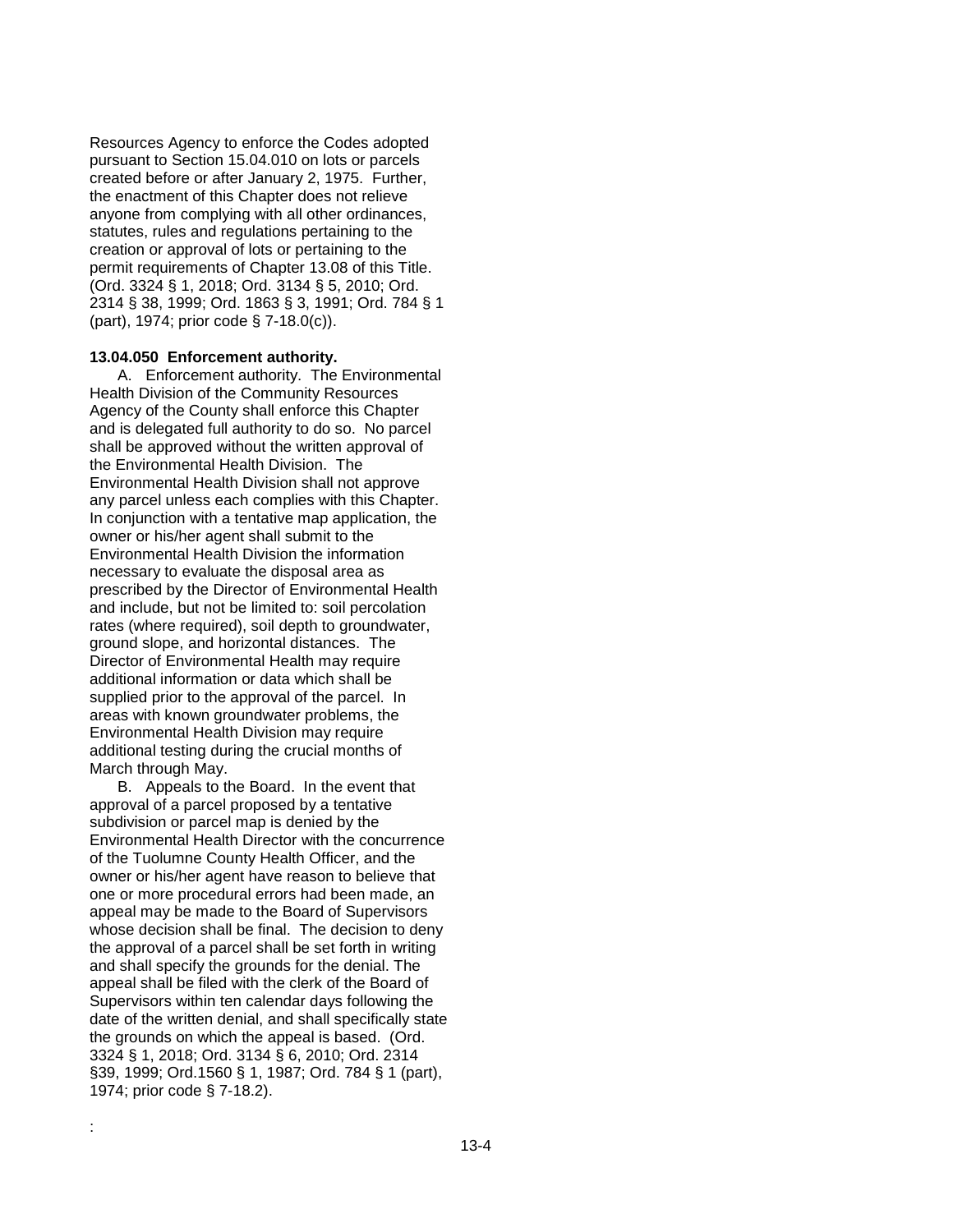Resources Agency to enforce the Codes adopted pursuant to Section 15.04.010 on lots or parcels created before or after January 2, 1975. Further, the enactment of this Chapter does not relieve anyone from complying with all other ordinances, statutes, rules and regulations pertaining to the creation or approval of lots or pertaining to the permit requirements of Chapter 13.08 of this Title. (Ord. 3324 § 1, 2018; Ord. 3134 § 5, 2010; Ord. 2314 § 38, 1999; Ord. 1863 § 3, 1991; Ord. 784 § 1 (part), 1974; prior code § 7-18.0(c)).

**13.04.050 Enforcement authority.**

A. Enforcement authority. The Environmental Health Division of the Community Resources Agency of the County shall enforce this Chapter and is delegated full authority to do so. No parcel shall be approved without the written approval of the Environmental Health Division. The Environmental Health Division shall not approve any parcel unless each complies with this Chapter. In conjunction with a tentative map application, the owner or his/her agent shall submit to the Environmental Health Division the information necessary to evaluate the disposal area as prescribed by the Director of Environmental Health and include, but not be limited to: soil percolation rates (where required), soil depth to groundwater, ground slope, and horizontal distances. The Director of Environmental Health may require additional information or data which shall be supplied prior to the approval of the parcel. In areas with known groundwater problems, the Environmental Health Division may require additional testing during the crucial months of March through May.

B. Appeals to the Board. In the event that approval of a parcel proposed by a tentative subdivision or parcel map is denied by the Environmental Health Director with the concurrence of the Tuolumne County Health Officer, and the owner or his/her agent have reason to believe that one or more procedural errors had been made, an appeal may be made to the Board of Supervisors whose decision shall be final. The decision to deny the approval of a parcel shall be set forth in writing and shall specify the grounds for the denial. The appeal shall be filed with the clerk of the Board of Supervisors within ten calendar days following the date of the written denial, and shall specifically state the grounds on which the appeal is based. (Ord. 3324 § 1, 2018; Ord. 3134 § 6, 2010; Ord. 2314 §39, 1999; Ord.1560 § 1, 1987; Ord. 784 § 1 (part), 1974; prior code § 7-18.2).

: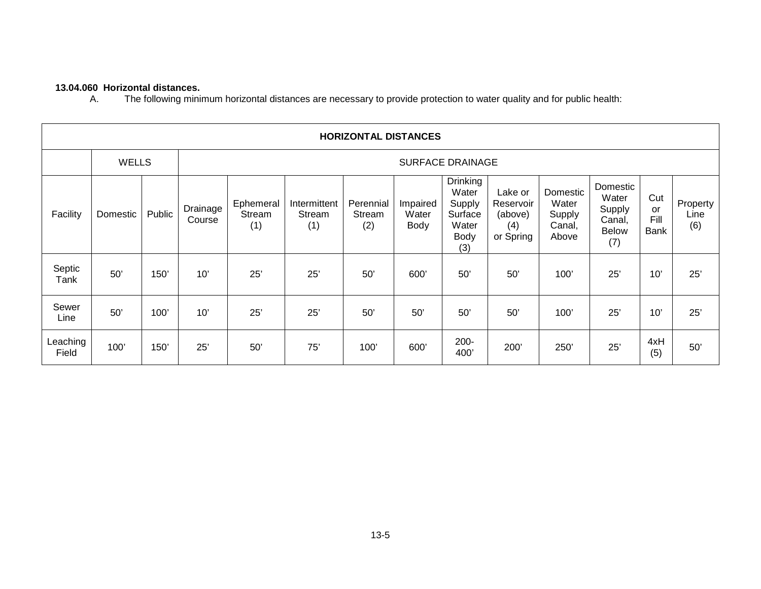**13.04.060 Horizontal distances.**

A. The following minimum horizontal distances are necessary to provide protection to water quality and for public health:

| HORIZONTAL DISTANCES | | | | | | | | | | | | | |
|---|---|---|---|---|---|---|---|---|---|---|---|---|---|
| | WELLS | | SURFACE DRAINAGE | | | | | | | | | | |
| Facility | Domestic | Public | Drainage Course | Ephemeral Stream (1) | Intermittent Stream (1) | Perennial Stream (2) | Impaired Water Body | Drinking Water Supply Surface Water Body (3) | Lake or Reservoir (above) (4) or Spring | Domestic Water Supply Canal, Above | Domestic Water Supply Canal, Below (7) | Cut or Fill Bank | Property Line (6) |
| Septic Tank | 50' | 150' | 10' | 25' | 25' | 50' | 600' | 50' | 50' | 100' | 25' | 10' | 25' |
| Sewer Line | 50' | 100' | 10' | 25' | 25' | 50' | 50' | 50' | 50' | 100' | 25' | 10' | 25' |
| Leaching Field | 100' | 150' | 25' | 50' | 75' | 100' | 600' | 200-400' | 200' | 250' | 25' | 4xH (5) | 50' |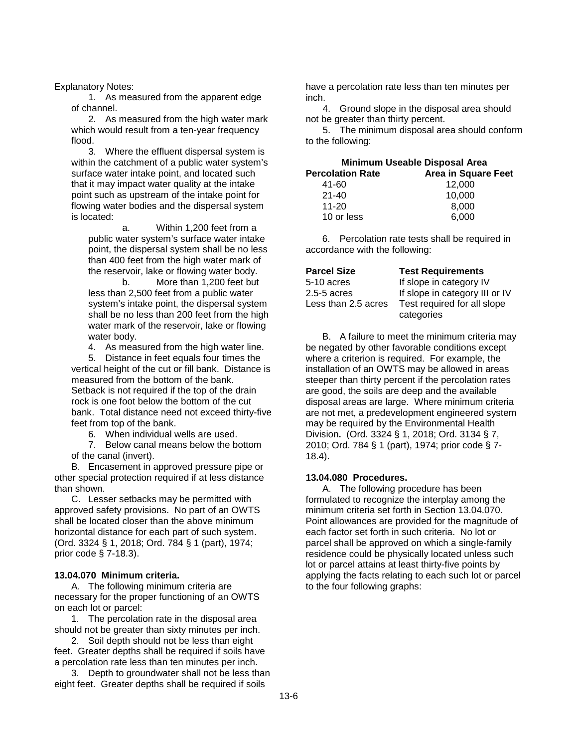Explanatory Notes:

1. As measured from the apparent edge of channel.
2. As measured from the high water mark which would result from a ten-year frequency flood.
3. Where the effluent dispersal system is within the catchment of a public water system's surface water intake point, and located such that it may impact water quality at the intake point such as upstream of the intake point for flowing water bodies and the dispersal system is located:
   a. Within 1,200 feet from a public water system's surface water intake point, the dispersal system shall be no less than 400 feet from the high water mark of the reservoir, lake or flowing water body.
   b. More than 1,200 feet but less than 2,500 feet from a public water system's intake point, the dispersal system shall be no less than 200 feet from the high water mark of the reservoir, lake or flowing water body.
4. As measured from the high water line.
5. Distance in feet equals four times the vertical height of the cut or fill bank. Distance is measured from the bottom of the bank. Setback is not required if the top of the drain rock is one foot below the bottom of the cut bank. Total distance need not exceed thirty-five feet from top of the bank.
6. When individual wells are used.
7. Below canal means below the bottom of the canal (invert).

B. Encasement in approved pressure pipe or other special protection required if at less distance than shown.

C. Lesser setbacks may be permitted with approved safety provisions. No part of an OWTS shall be located closer than the above minimum horizontal distance for each part of such system. (Ord. 3324 § 1, 2018; Ord. 784 § 1 (part), 1974; prior code § 7-18.3).

**13.04.070 Minimum criteria.**

A. The following minimum criteria are necessary for the proper functioning of an OWTS on each lot or parcel:

1. The percolation rate in the disposal area should not be greater than sixty minutes per inch.
2. Soil depth should not be less than eight feet. Greater depths shall be required if soils have a percolation rate less than ten minutes per inch.
3. Depth to groundwater shall not be less than eight feet. Greater depths shall be required if soils have a percolation rate less than ten minutes per inch.
4. Ground slope in the disposal area should not be greater than thirty percent.
5. The minimum disposal area should conform to the following:

**Minimum Useable Disposal Area**

| Percolation Rate | Area in Square Feet |
|---|---|
| 41-60 | 12,000 |
| 21-40 | 10,000 |
| 11-20 | 8,000 |
| 10 or less | 6,000 |

6. Percolation rate tests shall be required in accordance with the following:

| Parcel Size | Test Requirements |
|---|---|
| 5-10 acres | If slope in category IV |
| 2.5-5 acres | If slope in category III or IV |
| Less than 2.5 acres | Test required for all slope categories |

B. A failure to meet the minimum criteria may be negated by other favorable conditions except where a criterion is required. For example, the installation of an OWTS may be allowed in areas steeper than thirty percent if the percolation rates are good, the soils are deep and the available disposal areas are large. Where minimum criteria are not met, a predevelopment engineered system may be required by the Environmental Health Division**.** (Ord. 3324 § 1, 2018; Ord. 3134 § 7, 2010; Ord. 784 § 1 (part), 1974; prior code § 7-18.4).

**13.04.080 Procedures.**

A. The following procedure has been formulated to recognize the interplay among the minimum criteria set forth in Section 13.04.070. Point allowances are provided for the magnitude of each factor set forth in such criteria. No lot or parcel shall be approved on which a single-family residence could be physically located unless such lot or parcel attains at least thirty-five points by applying the facts relating to each such lot or parcel to the four following graphs: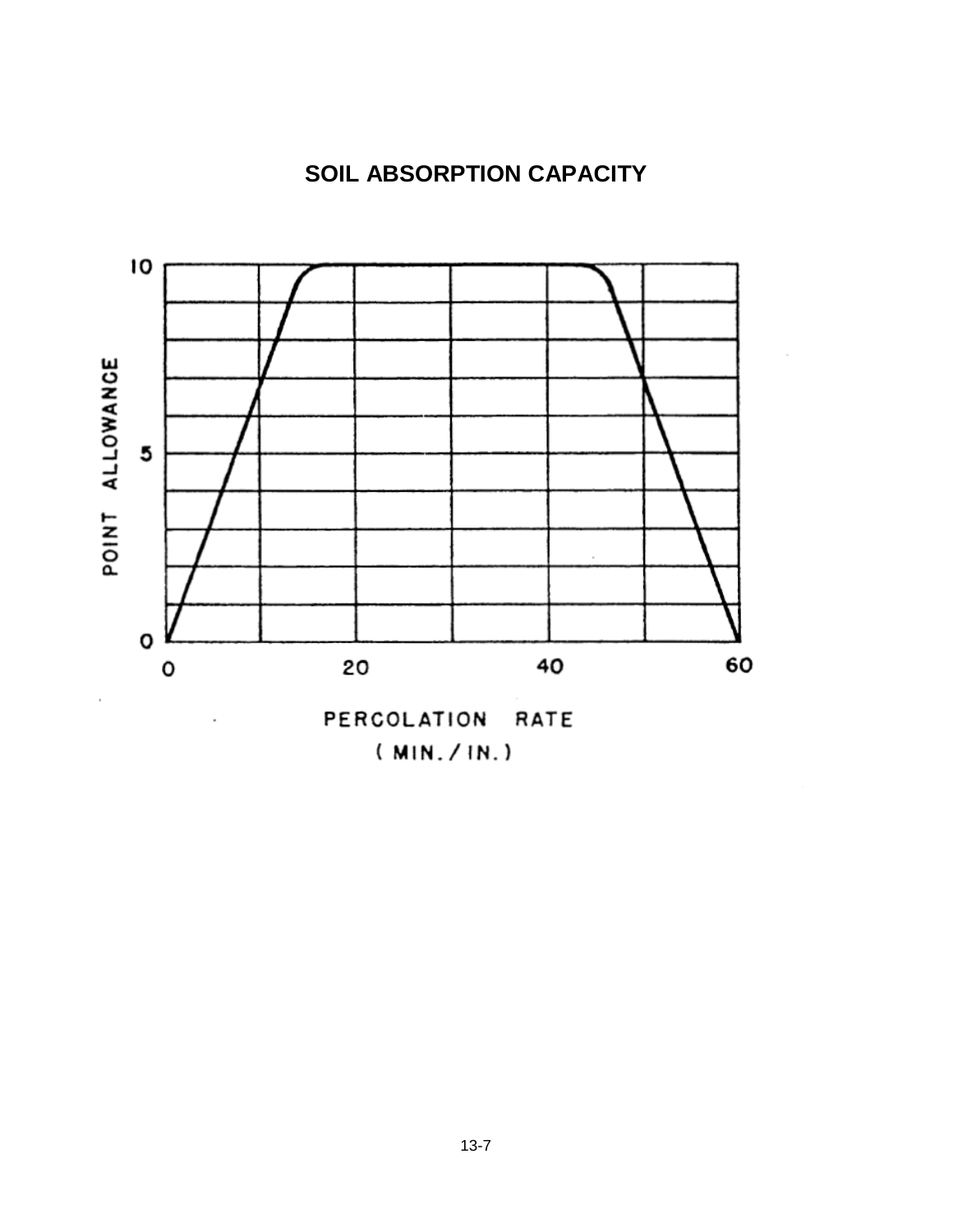# SOIL ABSORPTION CAPACITY

POINT ALLOWANCE

10

5

0

0

20

40

60

PERCOLATION RATE
( MIN. / IN. )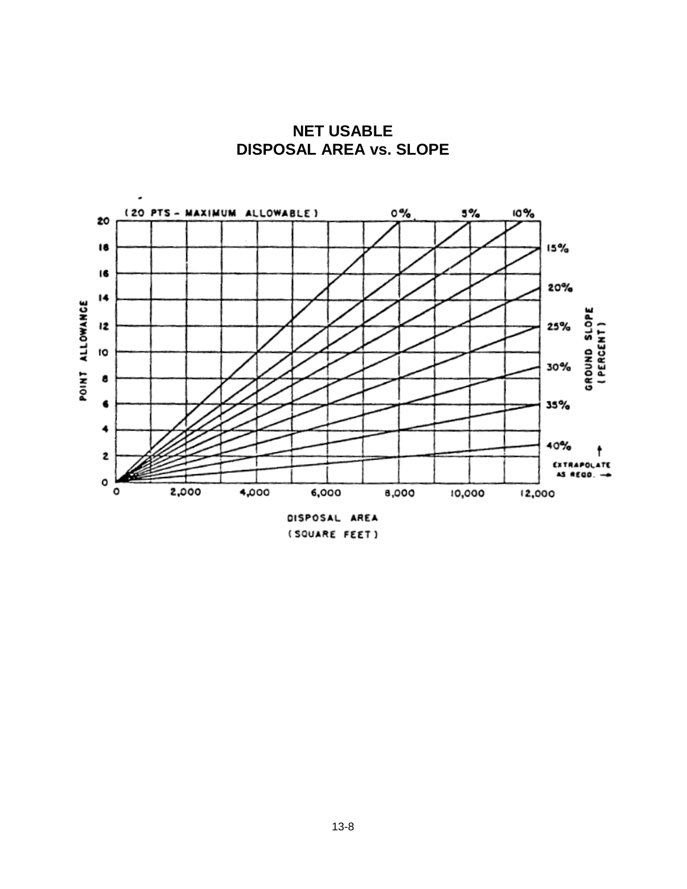# NET USABLE
# DISPOSAL AREA vs. SLOPE

(20 PTS – MAXIMUM ALLOWABLE)

POINT ALLOWANCE

GROUND SLOPE (PERCENT): 0%, 5%, 10%, 15%, 20%, 25%, 30%, 35%, 40%

EXTRAPOLATE AS REQD.

DISPOSAL AREA (SQUARE FEET)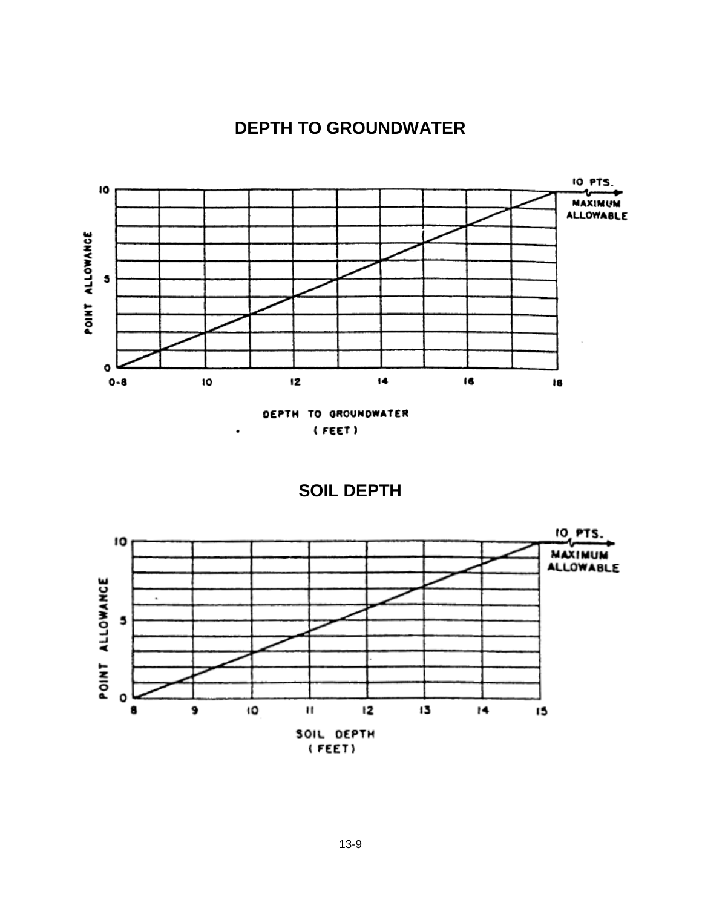## DEPTH TO GROUNDWATER

POINT ALLOWANCE

10 PTS. MAXIMUM ALLOWABLE

DEPTH TO GROUNDWATER (FEET)

## SOIL DEPTH

POINT ALLOWANCE

10 PTS. MAXIMUM ALLOWABLE

SOIL DEPTH (FEET)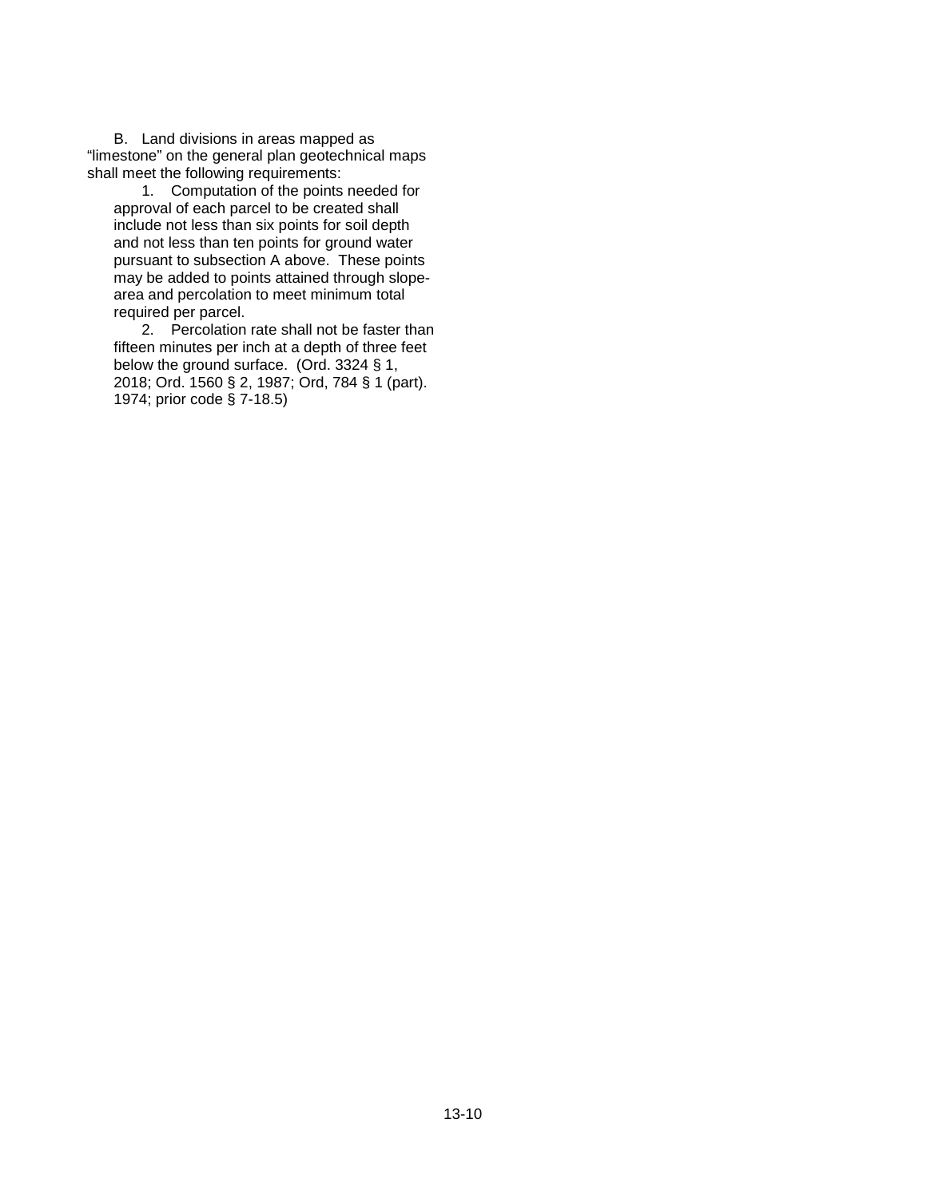B. Land divisions in areas mapped as "limestone" on the general plan geotechnical maps shall meet the following requirements:

1. Computation of the points needed for approval of each parcel to be created shall include not less than six points for soil depth and not less than ten points for ground water pursuant to subsection A above. These points may be added to points attained through slope-area and percolation to meet minimum total required per parcel.

2. Percolation rate shall not be faster than fifteen minutes per inch at a depth of three feet below the ground surface. (Ord. 3324 § 1, 2018; Ord. 1560 § 2, 1987; Ord, 784 § 1 (part). 1974; prior code § 7-18.5)